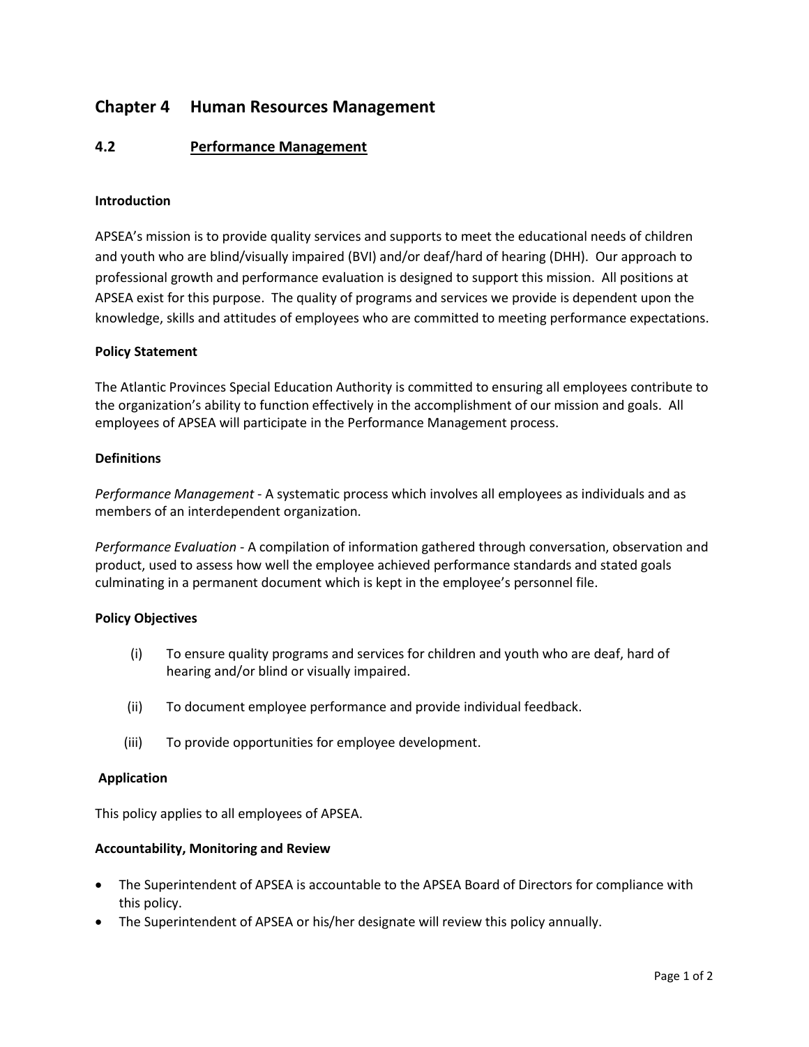# Chapter 4 Human Resources Management

## 4.2 Performance Management

### Introduction

APSEA's mission is to provide quality services and supports to meet the educational needs of children and youth who are blind/visually impaired (BVI) and/or deaf/hard of hearing (DHH). Our approach to professional growth and performance evaluation is designed to support this mission. All positions at APSEA exist for this purpose. The quality of programs and services we provide is dependent upon the knowledge, skills and attitudes of employees who are committed to meeting performance expectations.

### Policy Statement

The Atlantic Provinces Special Education Authority is committed to ensuring all employees contribute to the organization's ability to function effectively in the accomplishment of our mission and goals. All employees of APSEA will participate in the Performance Management process.

### Definitions

*Performance Management* - A systematic process which involves all employees as individuals and as members of an interdependent organization.

*Performance Evaluation* - A compilation of information gathered through conversation, observation and product, used to assess how well the employee achieved performance standards and stated goals culminating in a permanent document which is kept in the employee's personnel file.

### Policy Objectives

(i) To ensure quality programs and services for children and youth who are deaf, hard of hearing and/or blind or visually impaired.

(ii) To document employee performance and provide individual feedback.

(iii) To provide opportunities for employee development.

### Application

This policy applies to all employees of APSEA.

### Accountability, Monitoring and Review

- The Superintendent of APSEA is accountable to the APSEA Board of Directors for compliance with this policy.
- The Superintendent of APSEA or his/her designate will review this policy annually.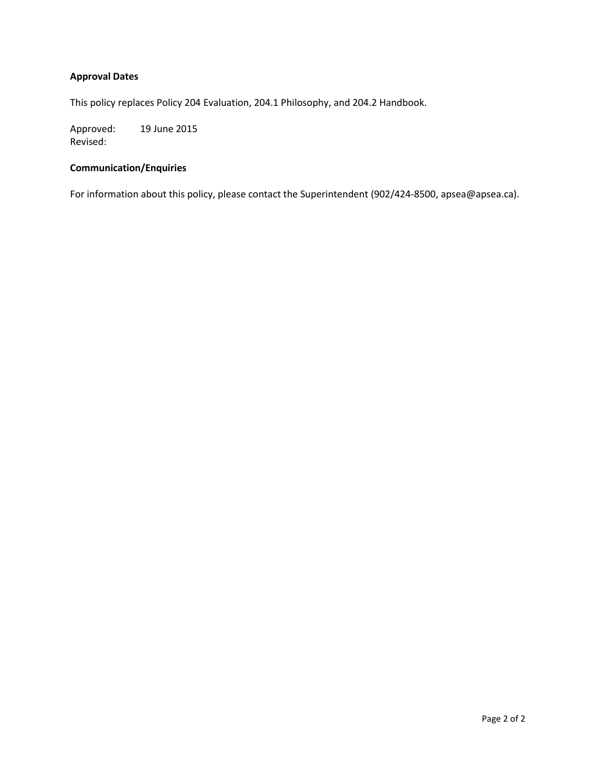**Approval Dates**

This policy replaces Policy 204 Evaluation, 204.1 Philosophy, and 204.2 Handbook.

Approved: 19 June 2015
Revised:

**Communication/Enquiries**

For information about this policy, please contact the Superintendent (902/424-8500, apsea@apsea.ca).